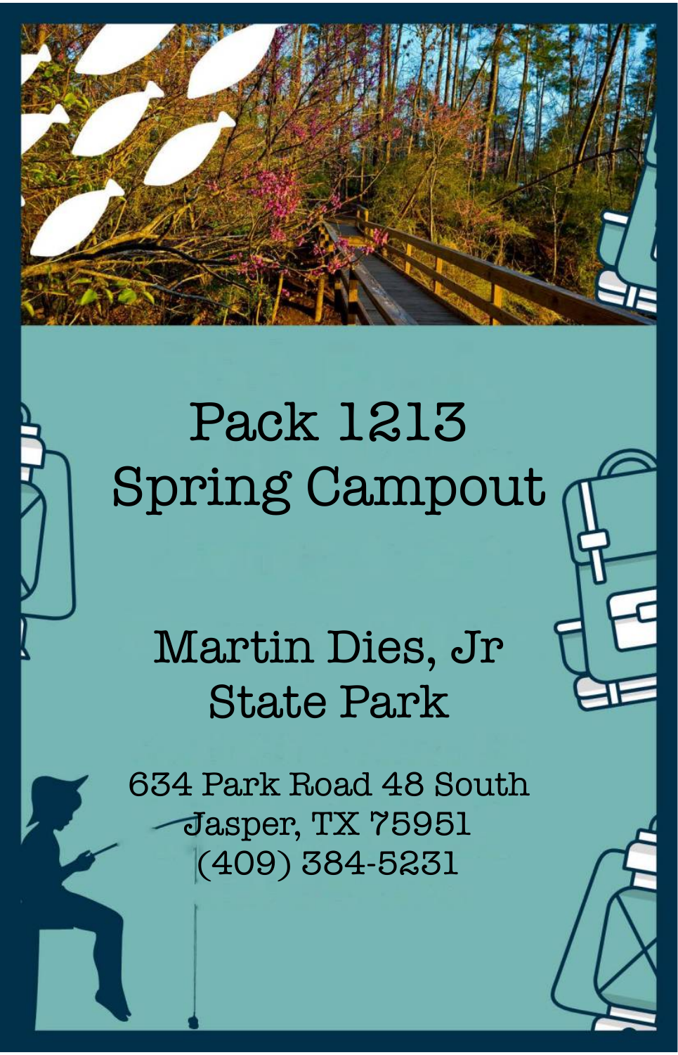# Pack 1213
# Spring Campout

## Martin Dies, Jr
## State Park

634 Park Road 48 South
Jasper, TX 75951
(409) 384-5231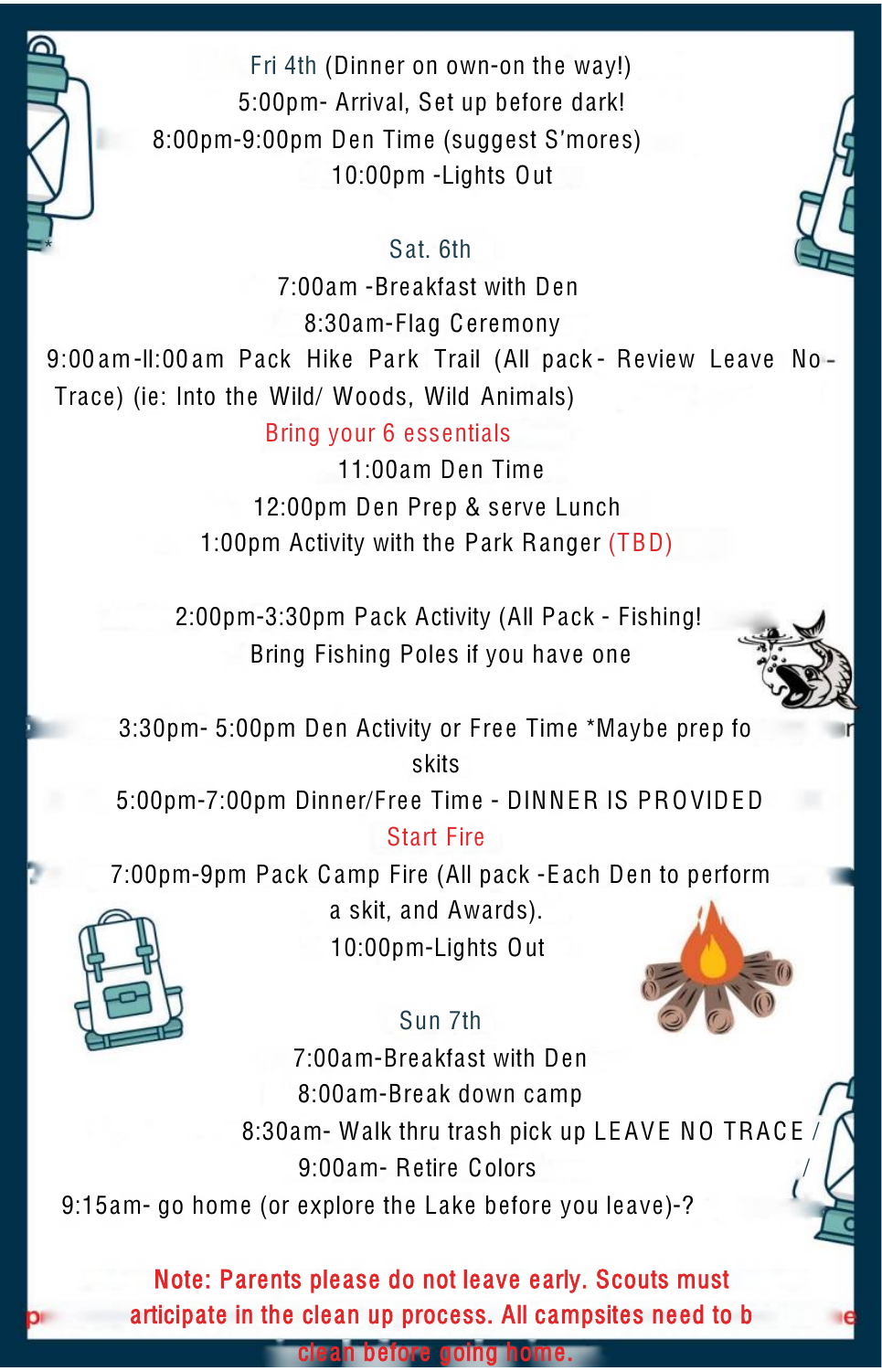Fri 4th (Dinner on own-on the way!)

5:00pm- Arrival, Set up before dark!

8:00pm-9:00pm Den Time (suggest S'mores)

10:00pm -Lights Out

Sat. 6th

7:00am -Breakfast with Den

8:30am-Flag Ceremony

9:00am-ll:00am Pack Hike Park Trail (All pack- Review Leave No-Trace) (ie: Into the Wild/ Woods, Wild Animals)

Bring your 6 essentials

11:00am Den Time

12:00pm Den Prep & serve Lunch

1:00pm Activity with the Park Ranger (TBD)

2:00pm-3:30pm Pack Activity (All Pack - Fishing! Bring Fishing Poles if you have one

3:30pm- 5:00pm Den Activity or Free Time *Maybe prep fo skits

5:00pm-7:00pm Dinner/Free Time - DINNER IS PROVIDED

Start Fire

7:00pm-9pm Pack Camp Fire (All pack -Each Den to perform a skit, and Awards).

10:00pm-Lights Out

Sun 7th

7:00am-Breakfast with Den

8:00am-Break down camp

8:30am- Walk thru trash pick up LEAVE NO TRACE /

9:00am- Retire Colors

9:15am- go home (or explore the Lake before you leave)-?

**Note: Parents please do not leave early. Scouts must participate in the clean up process. All campsites need to be clean before going home.**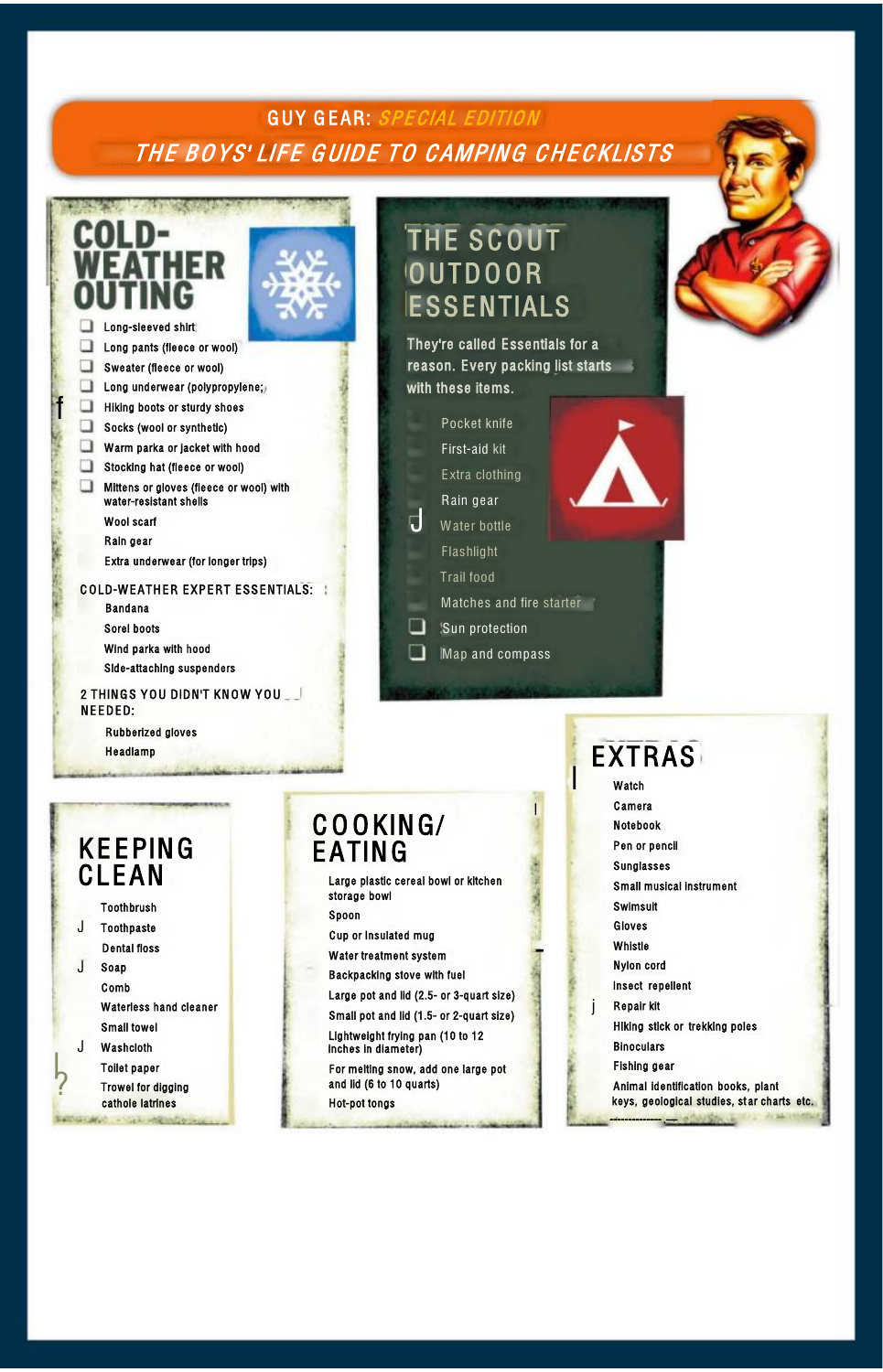GUY GEAR: *SPECIAL EDITION*

# THE BOYS' LIFE GUIDE TO CAMPING CHECKLISTS

## COLD-WEATHER OUTING

- Long-sleeved shirt
- Long pants (fleece or wool)
- Sweater (fleece or wool)
- Long underwear (polypropylene)
- Hiking boots or sturdy shoes
- Socks (wool or synthetic)
- Warm parka or jacket with hood
- Stocking hat (fleece or wool)
- Mittens or gloves (fleece or wool) with water-resistant shells
- Wool scarf
- Rain gear
- Extra underwear (for longer trips)

### COLD-WEATHER EXPERT ESSENTIALS:

- Bandana
- Sorel boots
- Wind parka with hood
- Side-attaching suspenders

### 2 THINGS YOU DIDN'T KNOW YOU NEEDED:

- Rubberized gloves
- Headlamp

## THE SCOUT OUTDOOR ESSENTIALS

They're called Essentials for a reason. Every packing list starts with these items.

- Pocket knife
- First-aid kit
- Extra clothing
- Rain gear
- Water bottle
- Flashlight
- Trail food
- Matches and fire starter
- Sun protection
- Map and compass

## KEEPING CLEAN

- Toothbrush
- Toothpaste
- Dental floss
- Soap
- Comb
- Waterless hand cleaner
- Small towel
- Washcloth
- Toilet paper
- Trowel for digging cathole latrines

## COOKING/ EATING

- Large plastic cereal bowl or kitchen storage bowl
- Spoon
- Cup or insulated mug
- Water treatment system
- Backpacking stove with fuel
- Large pot and lid (2.5- or 3-quart size)
- Small pot and lid (1.5- or 2-quart size)
- Lightweight frying pan (10 to 12 inches in diameter)
- For melting snow, add one large pot and lid (6 to 10 quarts)
- Hot-pot tongs

## EXTRAS

- Watch
- Camera
- Notebook
- Pen or pencil
- Sunglasses
- Small musical instrument
- Swimsuit
- Gloves
- Whistle
- Nylon cord
- Insect repellent
- Repair kit
- Hiking stick or trekking poles
- Binoculars
- Fishing gear
- Animal identification books, plant keys, geological studies, star charts etc.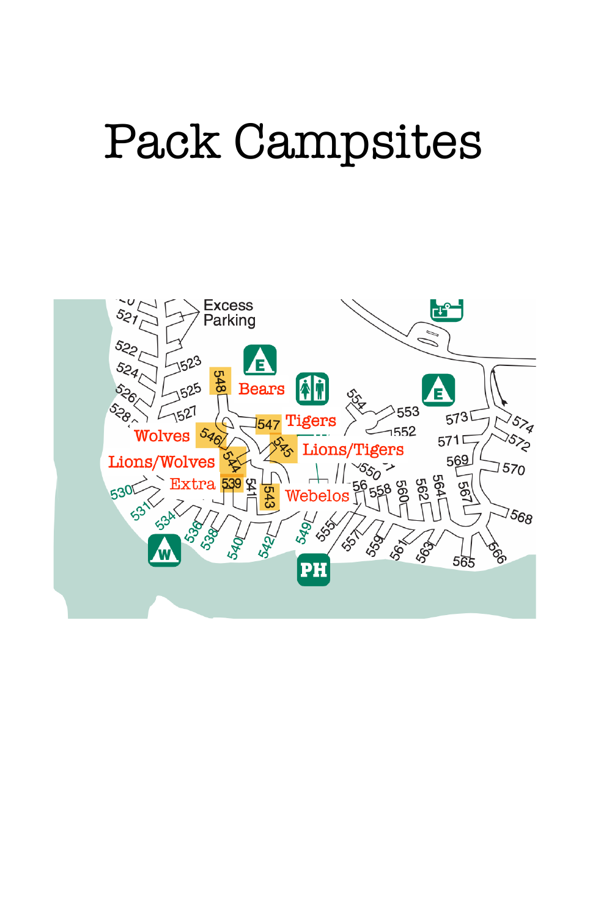# Pack Campsites

Excess Parking

Bears

Tigers

Wolves

Lions/Tigers

Lions/Wolves

Extra

Webelos

521
522
523
524
525
526
527
528
530
531
534
536
538
539
540
541
542
543
544
545
546
547
548
549
550
552
553
554
555
557
558
559
560
561
562
563
564
565
566
567
568
569
570
571
572
573
574

PH